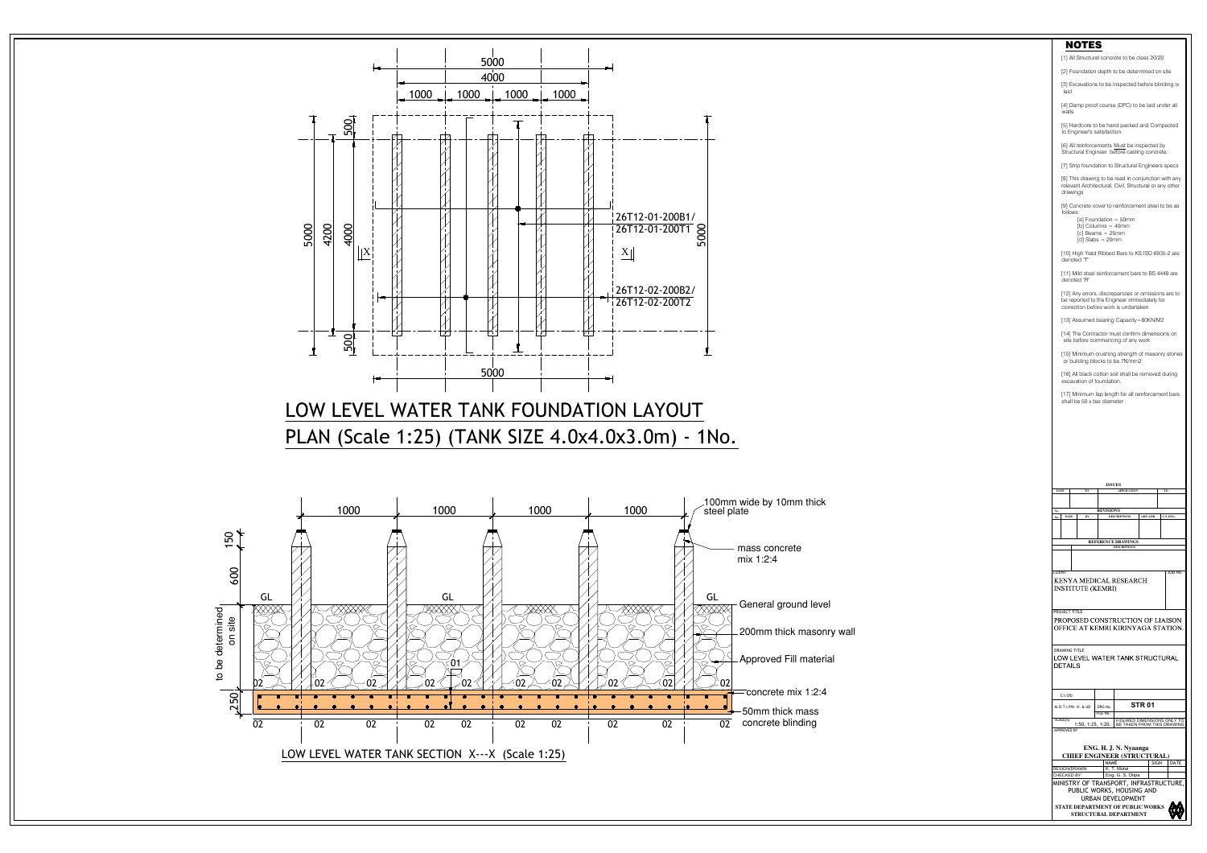# LOW LEVEL WATER TANK FOUNDATION LAYOUT PLAN (Scale 1:25) (TANK SIZE 4.0x4.0x3.0m) - 1No.

5000
4000
1000 1000 1000 1000

5000 4200 4000 500 500

X X

26T12-01-200B1/
26T12-01-200T1

26T12-02-200B2/
26T12-02-200T2

5000

## LOW LEVEL WATER TANK SECTION X---X (Scale 1:25)

1000 1000 1000 1000

150 600 to be determined on site 250

GL GL GL

100mm wide by 10mm thick steel plate

mass concrete mix 1:2:4

General ground level

200mm thick masonry wall

Approved Fill material

concrete mix 1:2:4

50mm thick mass concrete blinding

01 02

## NOTES

[1] All Structural concrete to be class 20/20

[2] Foundation depth to be determined on site

[3] Excavations to be inspected before blinding is laid

[4] Damp proof course (DPC) to be laid under all walls

[5] Hardcore to be hand packed and Compacted to Engineer's satisfaction

[6] All reinforcements Must be inspected by Structural Engineer before casting concrete.

[7] Strip foundation to Structural Engineers specs

[8] This drawing to be read in conjunction with any relevant Architectural, Civil, Structural or any other drawings

[9] Concrete cover to reinforcement steel to be as follows.

- [a] Foundation = 50mm
- [b] Columns = 40mm
- [c] Beams = 25mm
- [d] Slabs = 20mm

[10] High Yield Ribbed Bars to KS ISO 6935-2 are denoted "T"

[11] Mild steel reinforcement bars to BS 4449 are denoted "R"

[12] Any errors, discrepancies or omissions are to be reported to the Engineer immediately for correction before work is undertaken

[13] Assumed bearing Capacity=80KN/M2

[14] The Contractor must confirm dimensions on site before commencing of any work

[15] Minimum crushing strength of masonry stones or building blocks to be 7N/mm2

[16] All black cotton soil shall be removed during excavation of foundation.

[17] Minimum lap length for all reinforcement bars shall be 50 x bar diameter

**ISSUES**

| DATE | TO | APPLICATION | TO |
|---|---|---|---|
| | | | |

**REVISIONS**

| No. | DATE | BY | DESCRIPTIONS | CHP. ENG. | CE. ENG. |
|---|---|---|---|---|---|
| | | | | | |

**REFERENCE DRAWINGS**

DESCRIPTIONS

CLIENT: KENYA MEDICAL RESEARCH INSTITUTE (KEMRI) — JOB NO.

PROJECT TITLE: PROPOSED CONSTRUCTION OF LIAISON OFFICE AT KEMRI KIRINYAGA STATION.

DRAWING TITLE: LOW LEVEL WATER TANK STRUCTURAL DETAILS

C1/3/b

M.O.T.I.PW. H. & UD — DRG No.: STR 01 — FILE No.:

SCALES: 1:50, 1:25, 1:20. — FIGURED DIMENSIONS ONLY TO BE TAKEN FROM THIS DRAWING

APPROVED BY

**ENG. H. J. N. Nyaanga**
**CHIEF ENGINEER (STRUCTURAL)**

| | NAME | SIGN | DATE |
|---|---|---|---|
| DESIGN/DRAWN | K. T. Mutai | | |
| CHECKED BY | Eng. G. S. Olipa | | |

MINISTRY OF TRANSPORT, INFRASTRUCTURE, PUBLIC WORKS, HOUSING AND URBAN DEVELOPMENT

STATE DEPARTMENT OF PUBLIC WORKS
STRUCTURAL DEPARTMENT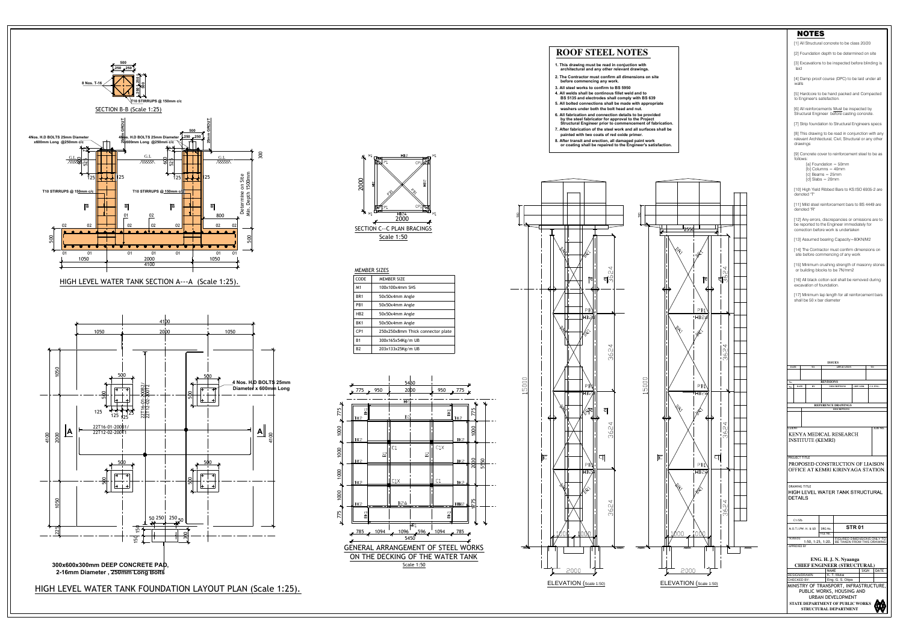## ROOF STEEL NOTES

1. This drawing must be read in conjuction with architectural and any other relevant drawings.
2. The Contractor must confirm all dimensions on site before commencing any work.
3. All steel works to confirm to BS 5950
4. All welds shall be continous fillet weld and to BS 5135 and electrodes shall comply with BS 639
5. All bolted connections shall be made with appropriate washers under both the bolt head and nut.
6. All fabrication and connection details to be provided by the steel fabricator for approval to the Project Structural Engineer prior to commencement of fabrication.
7. After fabrication of the steel work and all surfaces shall be painted with two coats of red oxide primer.
8. After transit and erection, all damaged paint work or coating shall be repaired to the Engineer's satisfaction.

## NOTES

[1] All Structural concrete to be class 20/20

[2] Foundation depth to be determined on site

[3] Excavations to be inspected before blinding is laid

[4] Damp proof course (DPC) to be laid under all walls

[5] Hardcore to be hand packed and Compacted to Engineer's satisfaction

[6] All reinforcements Must be inspected by Structural Engineer before casting concrete.

[7] Strip foundation to Structural Engineers specs

[8] This drawing to be read in conjunction with any relevant Architectural, Civil, Structural or any other drawings

[9] Concrete cover to reinforcement steel to be as follows.
- [a] Foundation = 50mm
- [b] Columns = 40mm
- [c] Beams = 25mm
- [d] Slabs = 20mm

[10] High Yield Ribbed Bars to KS ISO 6935-2 are denoted "T"

[11] Mild steel reinforcement bars to BS 4449 are denoted "R"

[12] Any errors, discrepancies or omissions are to be reported to the Engineer immediately for correction before work is undertaken

[13] Assumed bearing Capacity=80KN/M2

[14] The Contractor must confirm dimensions on site before commencing of any work

[15] Minimum crushing strength of masonry stones or building blocks to be 7N/mm2

[16] All black cotton soil shall be removed during excavation of foundation.

[17] Minimum lap length for all reinforcement bars shall be 50 x bar diameter

## MEMBER SIZES

| CODE | MEMBER SIZE |
|---|---|
| M1 | 100x100x4mm SHS |
| BR1 | 50x50x4mm Angle |
| PB1 | 50x50x4mm Angle |
| HB2 | 50x50x4mm Angle |
| BK1 | 50x50x4mm Angle |
| CP1 | 250x250x8mm Thick connector plate |
| B1 | 300x165x54Kg/m UB |
| B2 | 203x133x25Kg/m UB |

SECTION B-B (Scale 1:25)

500, 250, 250, 8 Nos. T-16, T10 STIRRUPS @ 150mm c/c

HIGH LEVEL WATER TANK SECTION A---A (Scale 1:25).

4Nos. H.D BOLTS 25mm Diameter x600mm Long @250mm c/c; 25mm GROUT; G.L.; T10 STIRRUPS @ 150mm c/c; Determine on Site Min. Depth 1500mm; 1050, 2000, 1050, 4100

HIGH LEVEL WATER TANK FOUNDATION LAYOUT PLAN (Scale 1:25).

4 Nos. H/D BOLTS 25mm Diameter x 600mm Long

300x600x300mm DEEP CONCRETE PAD, 2-16mm Diameter , 250mm Long Bolts

SECTION C--C PLAN BRACINGS Scale 1:50

GENERAL ARRANGEMENT OF STEEL WORKS ON THE DECKING OF THE WATER TANK Scale 1:50

ELEVATION (Scale 1:50)

ELEVATION (Scale 1:50)

CLIENT: KENYA MEDICAL RESEARCH INSTITUTE (KEMRI)

PROJECT TITLE: PROPOSED CONSTRUCTION OF LIAISON OFFICE AT KEMRI KIRINYAGA STATION.

DRAWING TITLE: HIGH LEVEL WATER TANK STRUCTURAL DETAILS

DRG No.: STR 01

SCALE(S): 1:50, 1:25, 1:20. FIGURED DIMENSIONS ONLY TO BE TAKEN FROM THIS DRAWING

APPROVED BY: ENG. H. J. N. Nyaanga, CHIEF ENGINEER (STRUCTURAL)

DESIGN/DRAWN: K. T. Mutai

CHECKED BY: Eng. G. S. Obiya

MINISTRY OF TRANSPORT, INFRASTRUCTURE, PUBLIC WORKS, HOUSING AND URBAN DEVELOPMENT

STATE DEPARTMENT OF PUBLIC WORKS STRUCTURAL DEPARTMENT